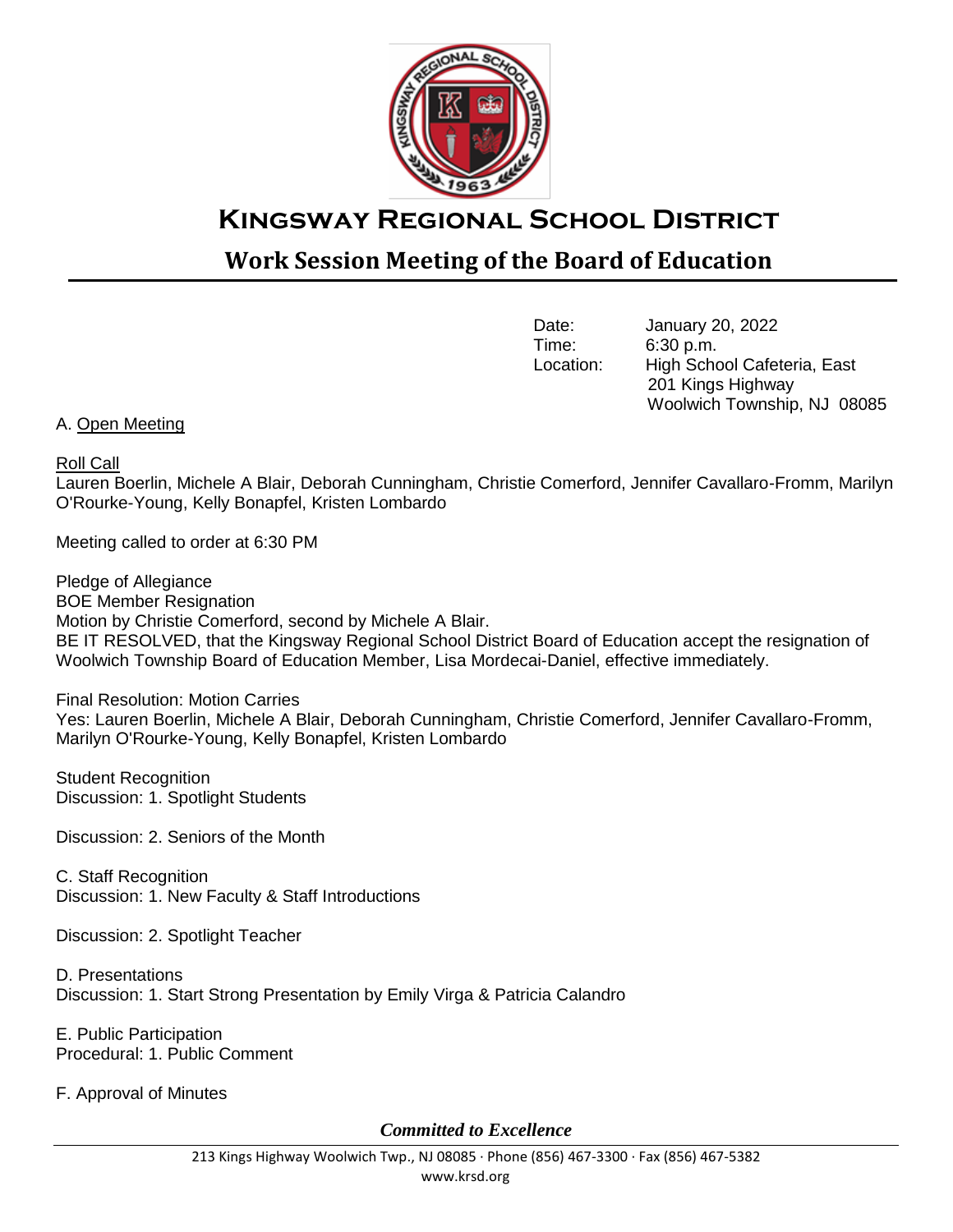# Kingsway Regional School District

## Work Session Meeting of the Board of Education

Date: January 20, 2022
Time: 6:30 p.m.
Location: High School Cafeteria, East
201 Kings Highway
Woolwich Township, NJ 08085

A. Open Meeting

Roll Call
Lauren Boerlin, Michele A Blair, Deborah Cunningham, Christie Comerford, Jennifer Cavallaro-Fromm, Marilyn O'Rourke-Young, Kelly Bonapfel, Kristen Lombardo

Meeting called to order at 6:30 PM

Pledge of Allegiance
BOE Member Resignation
Motion by Christie Comerford, second by Michele A Blair.
BE IT RESOLVED, that the Kingsway Regional School District Board of Education accept the resignation of Woolwich Township Board of Education Member, Lisa Mordecai-Daniel, effective immediately.

Final Resolution: Motion Carries
Yes: Lauren Boerlin, Michele A Blair, Deborah Cunningham, Christie Comerford, Jennifer Cavallaro-Fromm, Marilyn O'Rourke-Young, Kelly Bonapfel, Kristen Lombardo

Student Recognition
Discussion: 1. Spotlight Students

Discussion: 2. Seniors of the Month

C. Staff Recognition
Discussion: 1. New Faculty & Staff Introductions

Discussion: 2. Spotlight Teacher

D. Presentations
Discussion: 1. Start Strong Presentation by Emily Virga & Patricia Calandro

E. Public Participation
Procedural: 1. Public Comment

F. Approval of Minutes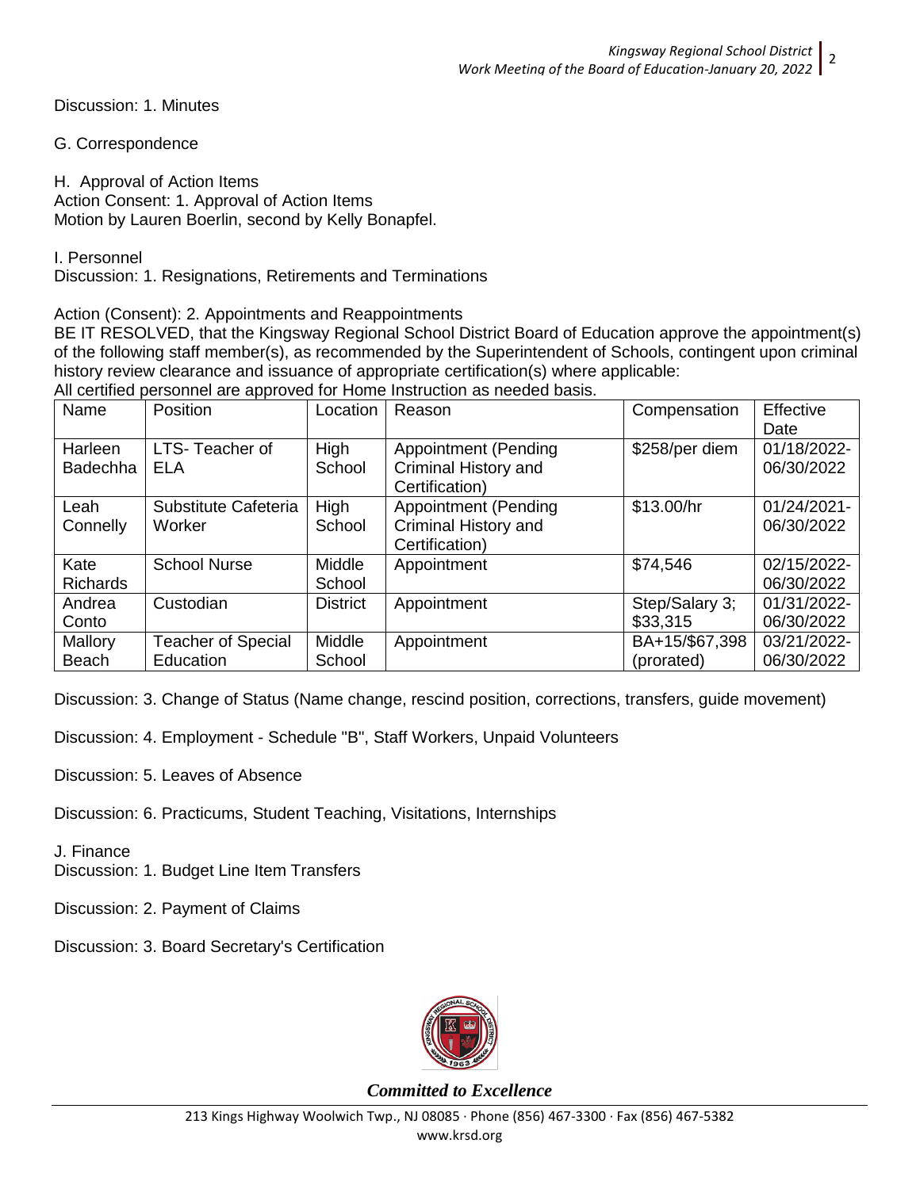Discussion: 1. Minutes

G. Correspondence

H. Approval of Action Items
Action Consent: 1. Approval of Action Items
Motion by Lauren Boerlin, second by Kelly Bonapfel.

I. Personnel
Discussion: 1. Resignations, Retirements and Terminations

Action (Consent): 2. Appointments and Reappointments
BE IT RESOLVED, that the Kingsway Regional School District Board of Education approve the appointment(s) of the following staff member(s), as recommended by the Superintendent of Schools, contingent upon criminal history review clearance and issuance of appropriate certification(s) where applicable:
All certified personnel are approved for Home Instruction as needed basis.

| Name | Position | Location | Reason | Compensation | Effective Date |
|---|---|---|---|---|---|
| Harleen Badechha | LTS- Teacher of ELA | High School | Appointment (Pending Criminal History and Certification) | $258/per diem | 01/18/2022-06/30/2022 |
| Leah Connelly | Substitute Cafeteria Worker | High School | Appointment (Pending Criminal History and Certification) | $13.00/hr | 01/24/2021-06/30/2022 |
| Kate Richards | School Nurse | Middle School | Appointment | $74,546 | 02/15/2022-06/30/2022 |
| Andrea Conto | Custodian | District | Appointment | Step/Salary 3; $33,315 | 01/31/2022-06/30/2022 |
| Mallory Beach | Teacher of Special Education | Middle School | Appointment | BA+15/$67,398 (prorated) | 03/21/2022-06/30/2022 |

Discussion: 3. Change of Status (Name change, rescind position, corrections, transfers, guide movement)

Discussion: 4. Employment - Schedule "B", Staff Workers, Unpaid Volunteers

Discussion: 5. Leaves of Absence

Discussion: 6. Practicums, Student Teaching, Visitations, Internships

J. Finance
Discussion: 1. Budget Line Item Transfers

Discussion: 2. Payment of Claims

Discussion: 3. Board Secretary's Certification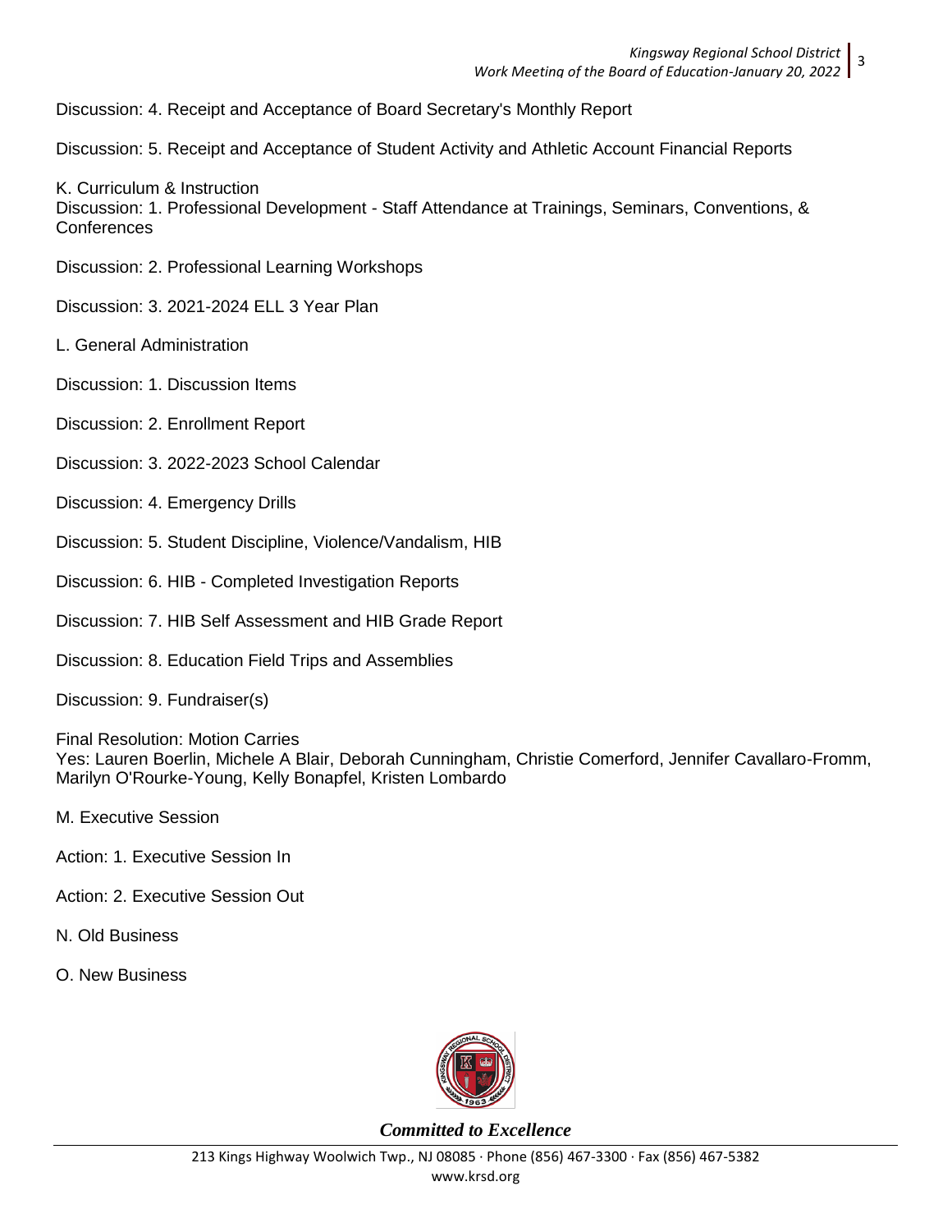Discussion: 4. Receipt and Acceptance of Board Secretary's Monthly Report

Discussion: 5. Receipt and Acceptance of Student Activity and Athletic Account Financial Reports

K. Curriculum & Instruction
Discussion: 1. Professional Development - Staff Attendance at Trainings, Seminars, Conventions, & Conferences

Discussion: 2. Professional Learning Workshops

Discussion: 3. 2021-2024 ELL 3 Year Plan

L. General Administration

Discussion: 1. Discussion Items

Discussion: 2. Enrollment Report

Discussion: 3. 2022-2023 School Calendar

Discussion: 4. Emergency Drills

Discussion: 5. Student Discipline, Violence/Vandalism, HIB

Discussion: 6. HIB - Completed Investigation Reports

Discussion: 7. HIB Self Assessment and HIB Grade Report

Discussion: 8. Education Field Trips and Assemblies

Discussion: 9. Fundraiser(s)

Final Resolution: Motion Carries
Yes: Lauren Boerlin, Michele A Blair, Deborah Cunningham, Christie Comerford, Jennifer Cavallaro-Fromm, Marilyn O'Rourke-Young, Kelly Bonapfel, Kristen Lombardo

M. Executive Session

Action: 1. Executive Session In

Action: 2. Executive Session Out

N. Old Business

O. New Business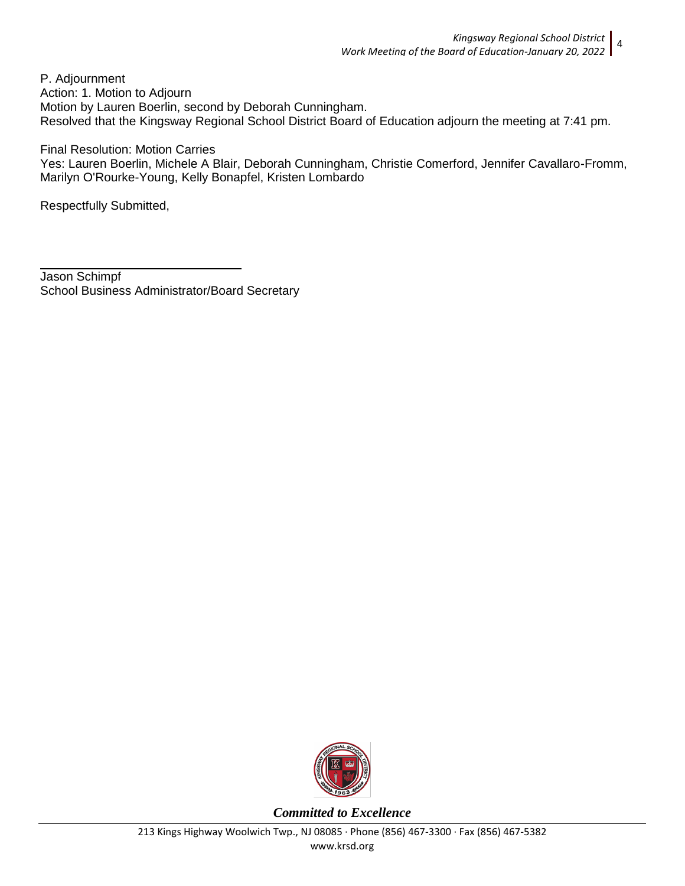P. Adjournment

Action: 1. Motion to Adjourn

Motion by Lauren Boerlin, second by Deborah Cunningham.

Resolved that the Kingsway Regional School District Board of Education adjourn the meeting at 7:41 pm.

Final Resolution: Motion Carries

Yes: Lauren Boerlin, Michele A Blair, Deborah Cunningham, Christie Comerford, Jennifer Cavallaro-Fromm, Marilyn O'Rourke-Young, Kelly Bonapfel, Kristen Lombardo

Respectfully Submitted,

\_\_\_\_\_\_\_\_\_\_\_\_\_\_\_\_\_\_\_\_\_\_\_\_\_\_\_\_\_\_

Jason Schimpf

School Business Administrator/Board Secretary

*Committed to Excellence*

213 Kings Highway Woolwich Twp., NJ 08085 · Phone (856) 467-3300 · Fax (856) 467-5382

www.krsd.org